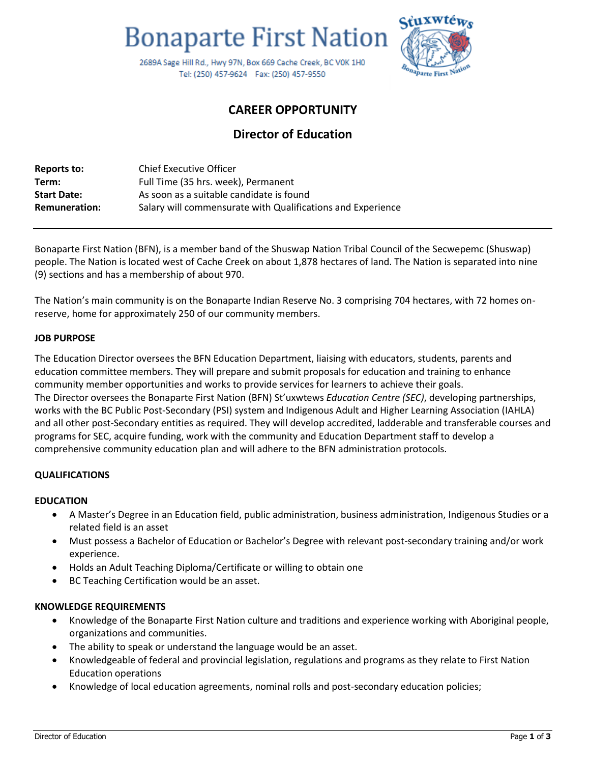# Bonaparte First Nation

2689A Sage Hill Rd., Hwy 97N, Box 669 Cache Creek, BC V0K 1H0
Tel: (250) 457-9624 Fax: (250) 457-9550

Stuxwtéws
Bonaparte First Nation

## CAREER OPPORTUNITY

## Director of Education

| | |
|---|---|
| **Reports to:** | Chief Executive Officer |
| **Term:** | Full Time (35 hrs. week), Permanent |
| **Start Date:** | As soon as a suitable candidate is found |
| **Remuneration:** | Salary will commensurate with Qualifications and Experience |

---

Bonaparte First Nation (BFN), is a member band of the Shuswap Nation Tribal Council of the Secwepemc (Shuswap) people. The Nation is located west of Cache Creek on about 1,878 hectares of land. The Nation is separated into nine (9) sections and has a membership of about 970.

The Nation's main community is on the Bonaparte Indian Reserve No. 3 comprising 704 hectares, with 72 homes on-reserve, home for approximately 250 of our community members.

### JOB PURPOSE

The Education Director oversees the BFN Education Department, liaising with educators, students, parents and education committee members. They will prepare and submit proposals for education and training to enhance community member opportunities and works to provide services for learners to achieve their goals.
The Director oversees the Bonaparte First Nation (BFN) St'uxwtews *Education Centre (SEC)*, developing partnerships, works with the BC Public Post-Secondary (PSI) system and Indigenous Adult and Higher Learning Association (IAHLA) and all other post-Secondary entities as required. They will develop accredited, ladderable and transferable courses and programs for SEC, acquire funding, work with the community and Education Department staff to develop a comprehensive community education plan and will adhere to the BFN administration protocols.

### QUALIFICATIONS

#### EDUCATION

- A Master's Degree in an Education field, public administration, business administration, Indigenous Studies or a related field is an asset
- Must possess a Bachelor of Education or Bachelor's Degree with relevant post-secondary training and/or work experience.
- Holds an Adult Teaching Diploma/Certificate or willing to obtain one
- BC Teaching Certification would be an asset.

#### KNOWLEDGE REQUIREMENTS

- Knowledge of the Bonaparte First Nation culture and traditions and experience working with Aboriginal people, organizations and communities.
- The ability to speak or understand the language would be an asset.
- Knowledgeable of federal and provincial legislation, regulations and programs as they relate to First Nation Education operations
- Knowledge of local education agreements, nominal rolls and post-secondary education policies;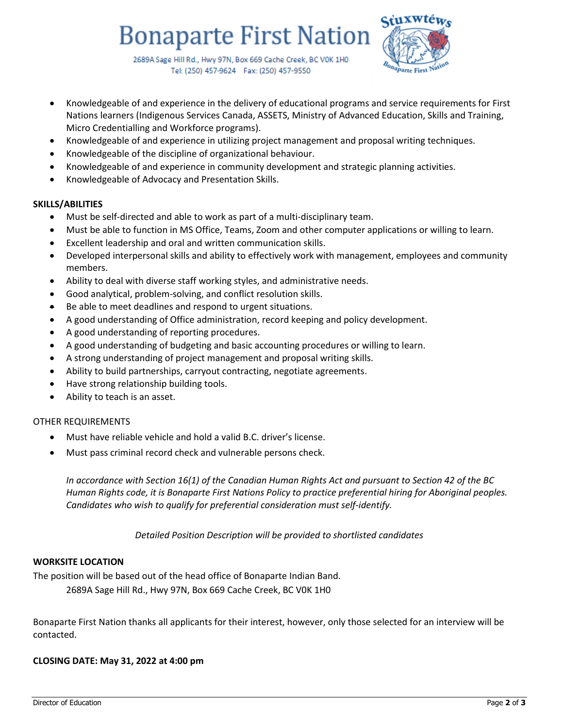- Knowledgeable of and experience in the delivery of educational programs and service requirements for First Nations learners (Indigenous Services Canada, ASSETS, Ministry of Advanced Education, Skills and Training, Micro Credentialling and Workforce programs).
- Knowledgeable of and experience in utilizing project management and proposal writing techniques.
- Knowledgeable of the discipline of organizational behaviour.
- Knowledgeable of and experience in community development and strategic planning activities.
- Knowledgeable of Advocacy and Presentation Skills.

**SKILLS/ABILITIES**

- Must be self-directed and able to work as part of a multi-disciplinary team.
- Must be able to function in MS Office, Teams, Zoom and other computer applications or willing to learn.
- Excellent leadership and oral and written communication skills.
- Developed interpersonal skills and ability to effectively work with management, employees and community members.
- Ability to deal with diverse staff working styles, and administrative needs.
- Good analytical, problem-solving, and conflict resolution skills.
- Be able to meet deadlines and respond to urgent situations.
- A good understanding of Office administration, record keeping and policy development.
- A good understanding of reporting procedures.
- A good understanding of budgeting and basic accounting procedures or willing to learn.
- A strong understanding of project management and proposal writing skills.
- Ability to build partnerships, carryout contracting, negotiate agreements.
- Have strong relationship building tools.
- Ability to teach is an asset.

OTHER REQUIREMENTS

- Must have reliable vehicle and hold a valid B.C. driver's license.
- Must pass criminal record check and vulnerable persons check.

*In accordance with Section 16(1) of the Canadian Human Rights Act and pursuant to Section 42 of the BC Human Rights code, it is Bonaparte First Nations Policy to practice preferential hiring for Aboriginal peoples. Candidates who wish to qualify for preferential consideration must self-identify.*

*Detailed Position Description will be provided to shortlisted candidates*

**WORKSITE LOCATION**

The position will be based out of the head office of Bonaparte Indian Band.

2689A Sage Hill Rd., Hwy 97N, Box 669 Cache Creek, BC V0K 1H0

Bonaparte First Nation thanks all applicants for their interest, however, only those selected for an interview will be contacted.

**CLOSING DATE: May 31, 2022 at 4:00 pm**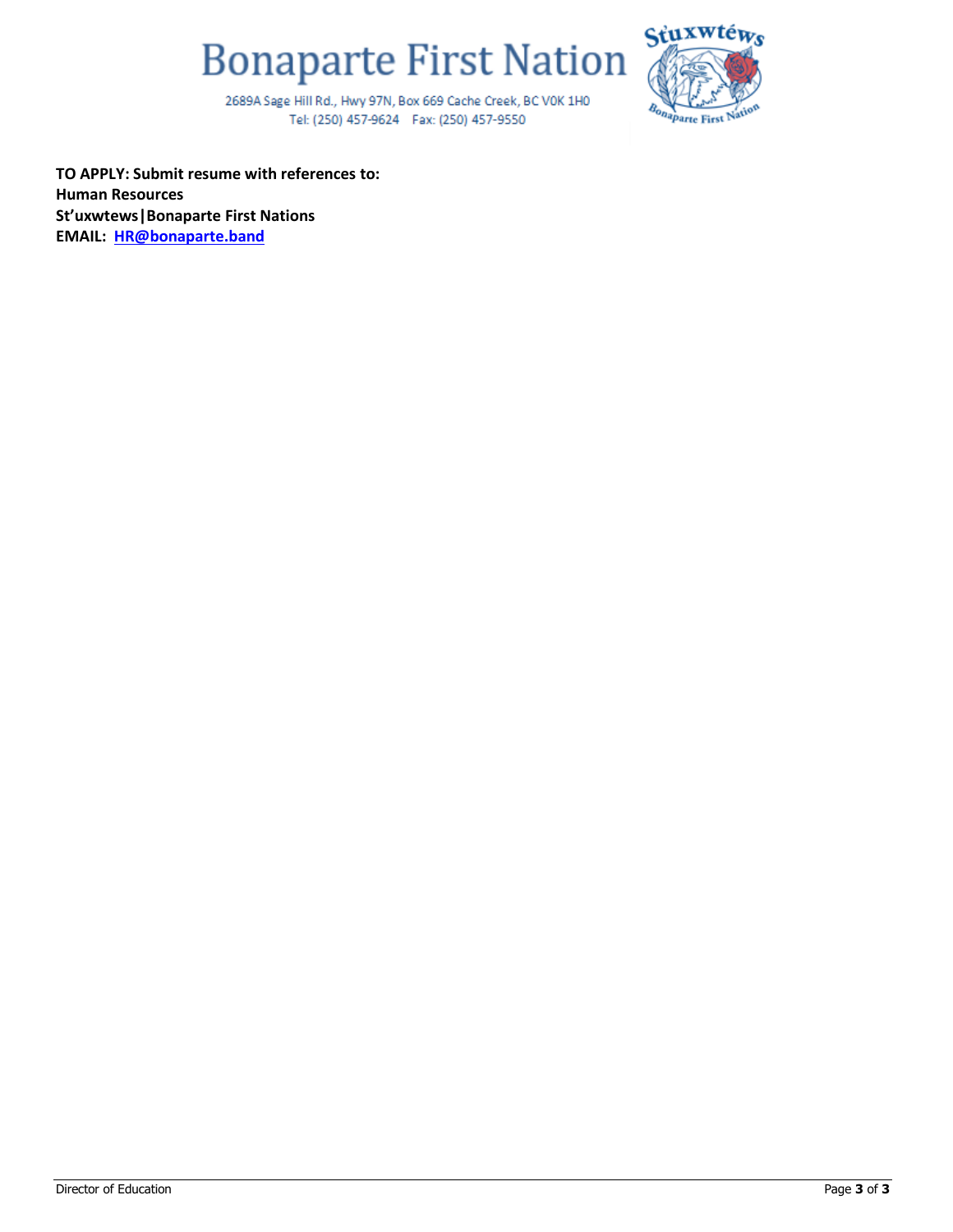**TO APPLY: Submit resume with references to:**
**Human Resources**
**St'uxwtews|Bonaparte First Nations**
**EMAIL: HR@bonaparte.band**